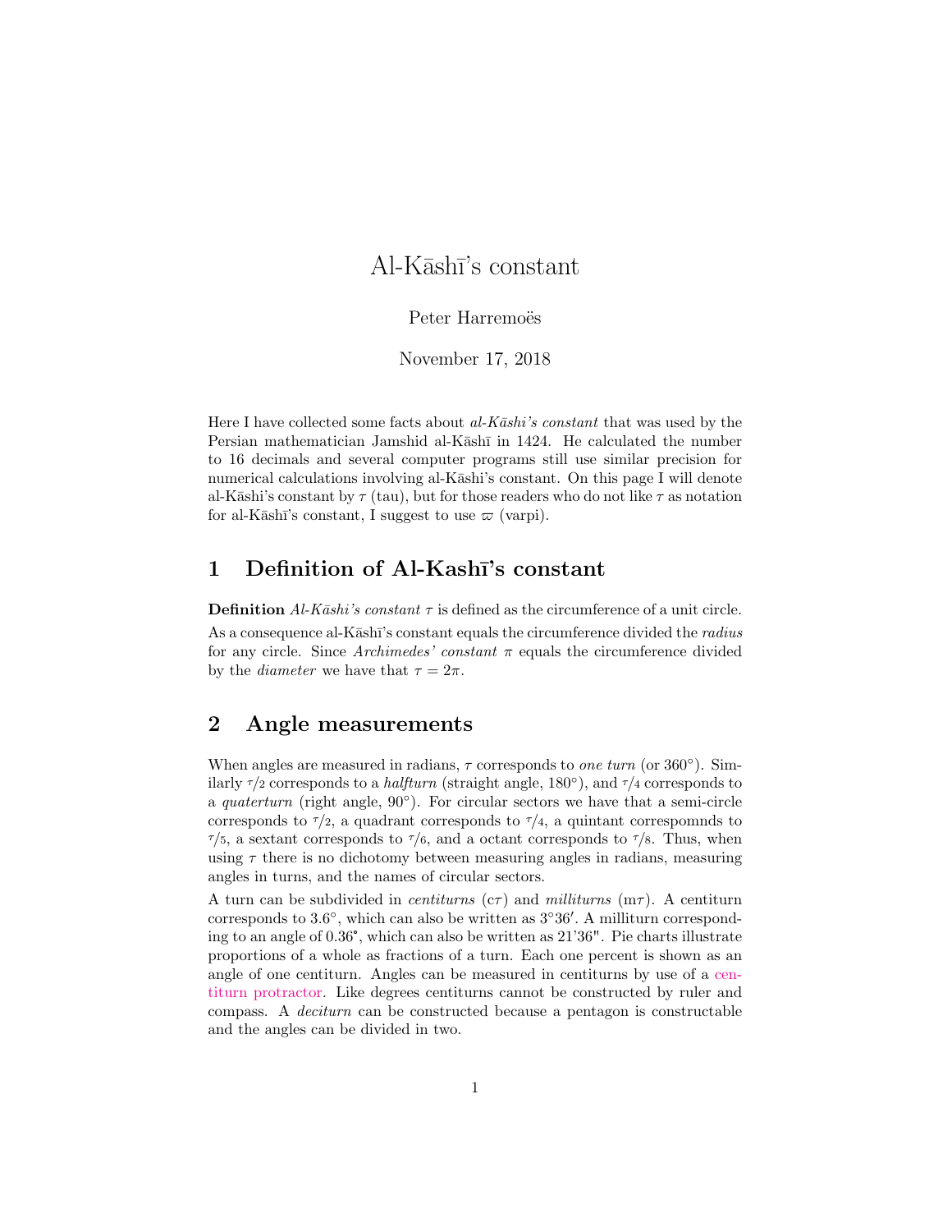# Al-Kāshī's constant

Peter Harremoës

November 17, 2018

Here I have collected some facts about *al-Kāshi's constant* that was used by the Persian mathematician Jamshid al-Kāshī in 1424. He calculated the number to 16 decimals and several computer programs still use similar precision for numerical calculations involving al-Kāshi's constant. On this page I will denote al-Kāshi's constant by $\tau$ (tau), but for those readers who do not like $\tau$ as notation for al-Kāshī's constant, I suggest to use $\varpi$ (varpi).

## 1 Definition of Al-Kashī's constant

**Definition** *Al-Kāshi's constant* $\tau$ is defined as the circumference of a unit circle.

As a consequence al-Kāshī's constant equals the circumference divided the *radius* for any circle. Since *Archimedes' constant* $\pi$ equals the circumference divided by the *diameter* we have that $\tau = 2\pi$.

## 2 Angle measurements

When angles are measured in radians, $\tau$ corresponds to *one turn* (or 360°). Similarly $\tau/2$ corresponds to a *halfturn* (straight angle, 180°), and $\tau/4$ corresponds to a *quaterturn* (right angle, 90°). For circular sectors we have that a semi-circle corresponds to $\tau/2$, a quadrant corresponds to $\tau/4$, a quintant correspomnds to $\tau/5$, a sextant corresponds to $\tau/6$, and a octant corresponds to $\tau/8$. Thus, when using $\tau$ there is no dichotomy between measuring angles in radians, measuring angles in turns, and the names of circular sectors.

A turn can be subdivided in *centiturns* (c$\tau$) and *milliturns* (m$\tau$). A centiturn corresponds to 3.6°, which can also be written as 3°36′. A milliturn corresponding to an angle of 0.36°, which can also be written as 21'36". Pie charts illustrate proportions of a whole as fractions of a turn. Each one percent is shown as an angle of one centiturn. Angles can be measured in centiturns by use of a centiturn protractor. Like degrees centiturns cannot be constructed by ruler and compass. A *deciturn* can be constructed because a pentagon is constructable and the angles can be divided in two.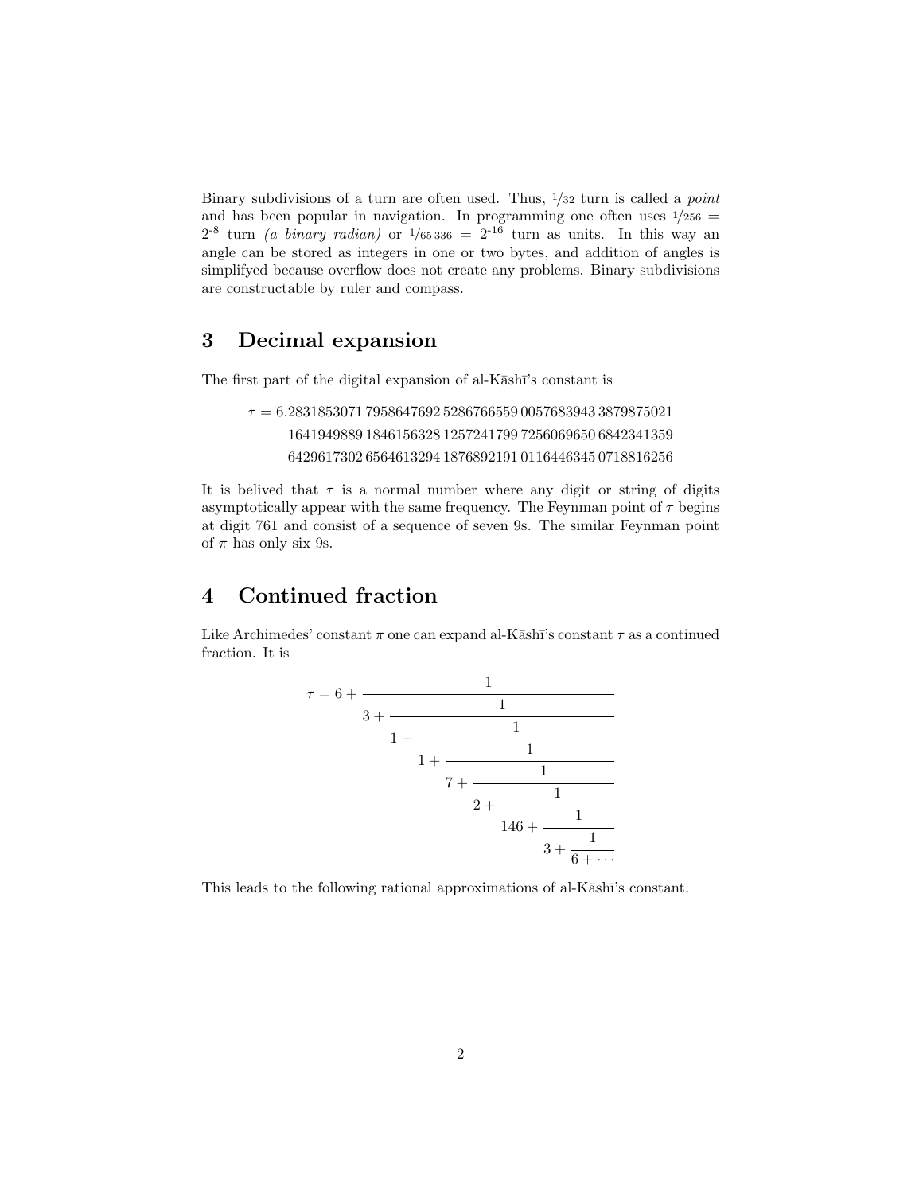Binary subdivisions of a turn are often used. Thus, $^1/_{32}$ turn is called a *point* and has been popular in navigation. In programming one often uses $^1/_{256} = 2^{-8}$ turn *(a binary radian)* or $^1/_{65\,336} = 2^{-16}$ turn as units. In this way an angle can be stored as integers in one or two bytes, and addition of angles is simplifyed because overflow does not create any problems. Binary subdivisions are constructable by ruler and compass.

## 3 Decimal expansion

The first part of the digital expansion of al-Kāshī's constant is

$$
\begin{aligned}
\tau = 6.&2831853071\,7958647692\,5286766559\,0057683943\,3879875021 \\
&1641949889\,1846156328\,1257241799\,7256069650\,6842341359 \\
&6429617302\,6564613294\,1876892191\,0116446345\,0718816256
\end{aligned}
$$

It is belived that $\tau$ is a normal number where any digit or string of digits asymptotically appear with the same frequency. The Feynman point of $\tau$ begins at digit 761 and consist of a sequence of seven 9s. The similar Feynman point of $\pi$ has only six 9s.

## 4 Continued fraction

Like Archimedes' constant $\pi$ one can expand al-Kāshī's constant $\tau$ as a continued fraction. It is

$$
\tau = 6 + \cfrac{1}{3 + \cfrac{1}{1 + \cfrac{1}{1 + \cfrac{1}{7 + \cfrac{1}{2 + \cfrac{1}{146 + \cfrac{1}{3 + \cfrac{1}{6 + \cdots}}}}}}}}
$$

This leads to the following rational approximations of al-Kāshī's constant.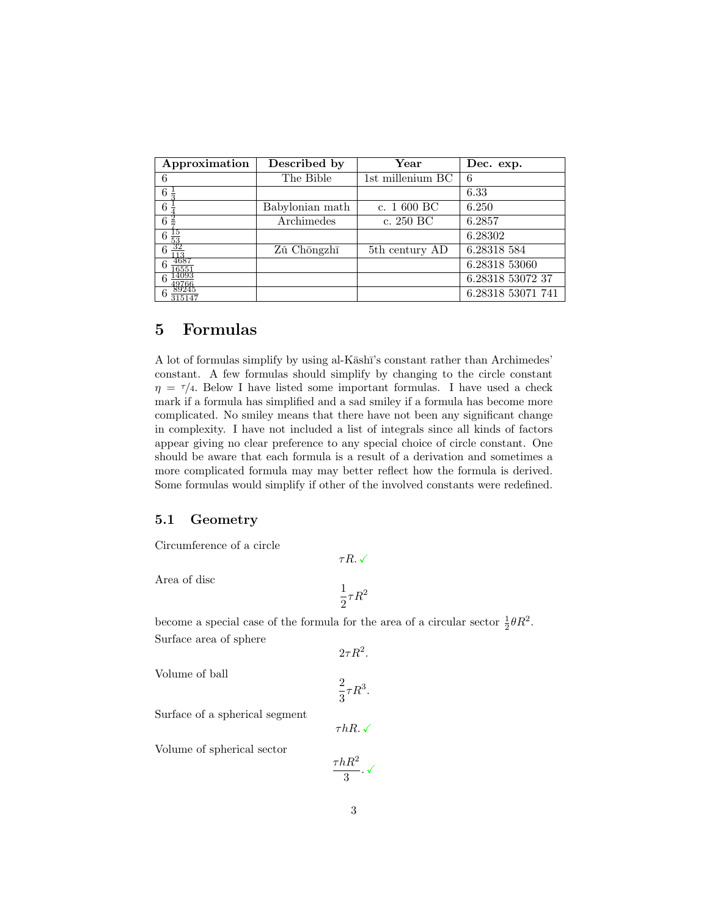| Approximation | Described by | Year | Dec. exp. |
| --- | --- | --- | --- |
| $6$ | The Bible | 1st millenium BC | 6 |
| $6\,\frac{1}{3}$ | | | 6.33 |
| $6\,\frac{1}{4}$ | Babylonian math | c. 1 600 BC | 6.250 |
| $6\,\frac{2}{7}$ | Archimedes | c. 250 BC | 6.2857 |
| $6\,\frac{15}{53}$ | | | 6.28302 |
| $6\,\frac{32}{113}$ | Zǔ Chōngzhī | 5th century AD | 6.28318 584 |
| $6\,\frac{4687}{16551}$ | | | 6.28318 53060 |
| $6\,\frac{14093}{49766}$ | | | 6.28318 53072 37 |
| $6\,\frac{89245}{315147}$ | | | 6.28318 53071 741 |

## 5 Formulas

A lot of formulas simplify by using al-Kāshī's constant rather than Archimedes' constant. A few formulas should simplify by changing to the circle constant $\eta = {}^{\tau}/_{4}$. Below I have listed some important formulas. I have used a check mark if a formula has simplified and a sad smiley if a formula has become more complicated. No smiley means that there have not been any significant change in complexity. I have not included a list of integrals since all kinds of factors appear giving no clear preference to any special choice of circle constant. One should be aware that each formula is a result of a derivation and sometimes a more complicated formula may may better reflect how the formula is derived. Some formulas would simplify if other of the involved constants were redefined.

### 5.1 Geometry

Circumference of a circle

$$\tau R. \checkmark$$

Area of disc

$$\frac{1}{2}\tau R^2$$

become a special case of the formula for the area of a circular sector $\frac{1}{2}\theta R^2$.

Surface area of sphere

$$2\tau R^2.$$

Volume of ball

$$\frac{2}{3}\tau R^3.$$

Surface of a spherical segment

$$\tau h R. \checkmark$$

Volume of spherical sector

$$\frac{\tau h R^2}{3}. \checkmark$$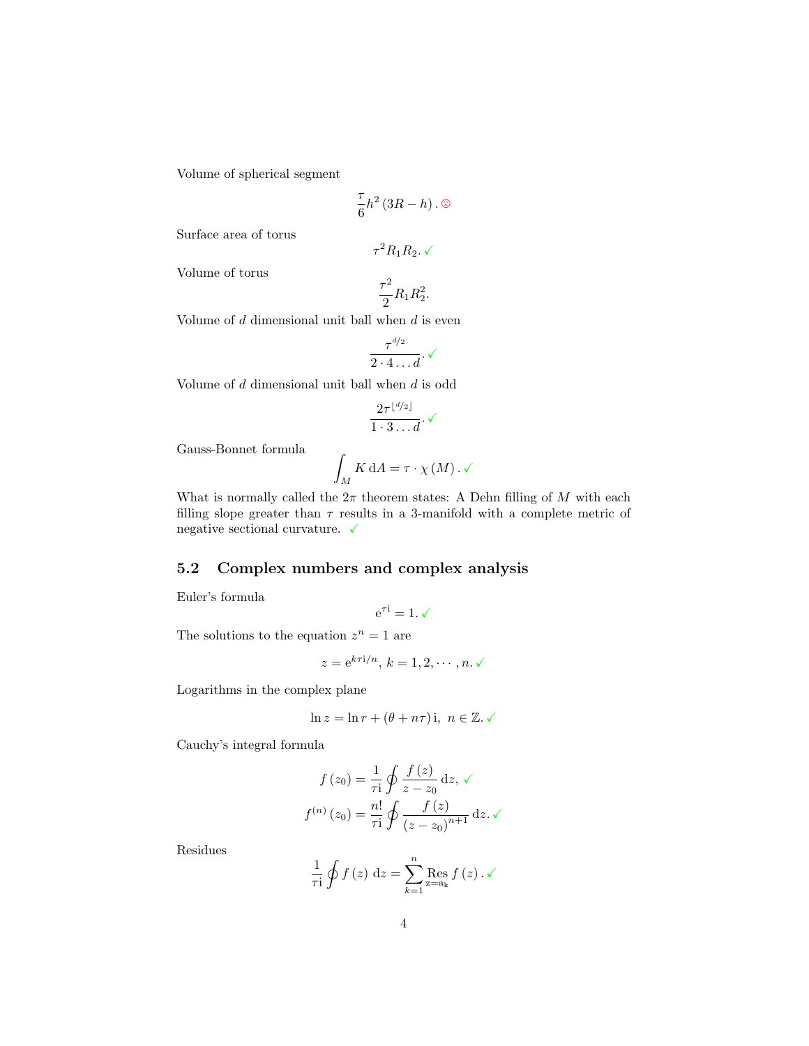Volume of spherical segment

$$\frac{\tau}{6}h^2\left(3R-h\right).\ ☹$$

Surface area of torus

$$\tau^2 R_1 R_2.\ ✓$$

Volume of torus

$$\frac{\tau^2}{2}R_1 R_2^2.$$

Volume of $d$ dimensional unit ball when $d$ is even

$$\frac{\tau^{d/2}}{2\cdot 4\ldots d}.\ ✓$$

Volume of $d$ dimensional unit ball when $d$ is odd

$$\frac{2\tau^{\lfloor d/2\rfloor}}{1\cdot 3\ldots d}.\ ✓$$

Gauss-Bonnet formula

$$\int_M K\,\mathrm{d}A = \tau\cdot\chi\left(M\right).\ ✓$$

What is normally called the $2\pi$ theorem states: A Dehn filling of $M$ with each filling slope greater than $\tau$ results in a 3-manifold with a complete metric of negative sectional curvature. ✓

## 5.2 Complex numbers and complex analysis

Euler's formula

$$\mathrm{e}^{\tau\mathrm{i}} = 1.\ ✓$$

The solutions to the equation $z^n = 1$ are

$$z = \mathrm{e}^{k\tau\mathrm{i}/n},\ k = 1, 2, \cdots, n.\ ✓$$

Logarithms in the complex plane

$$\ln z = \ln r + \left(\theta + n\tau\right)\mathrm{i},\ \ n\in\mathbb{Z}.\ ✓$$

Cauchy's integral formula

$$f\left(z_0\right) = \frac{1}{\tau\mathrm{i}}\oint\frac{f\left(z\right)}{z-z_0}\,\mathrm{d}z,\ ✓$$

$$f^{(n)}\left(z_0\right) = \frac{n!}{\tau\mathrm{i}}\oint\frac{f\left(z\right)}{\left(z-z_0\right)^{n+1}}\,\mathrm{d}z.\ ✓$$

Residues

$$\frac{1}{\tau\mathrm{i}}\oint f\left(z\right)\,\mathrm{d}z = \sum_{k=1}^{n}\operatorname*{Res}_{\mathrm{z=a_k}} f\left(z\right).\ ✓$$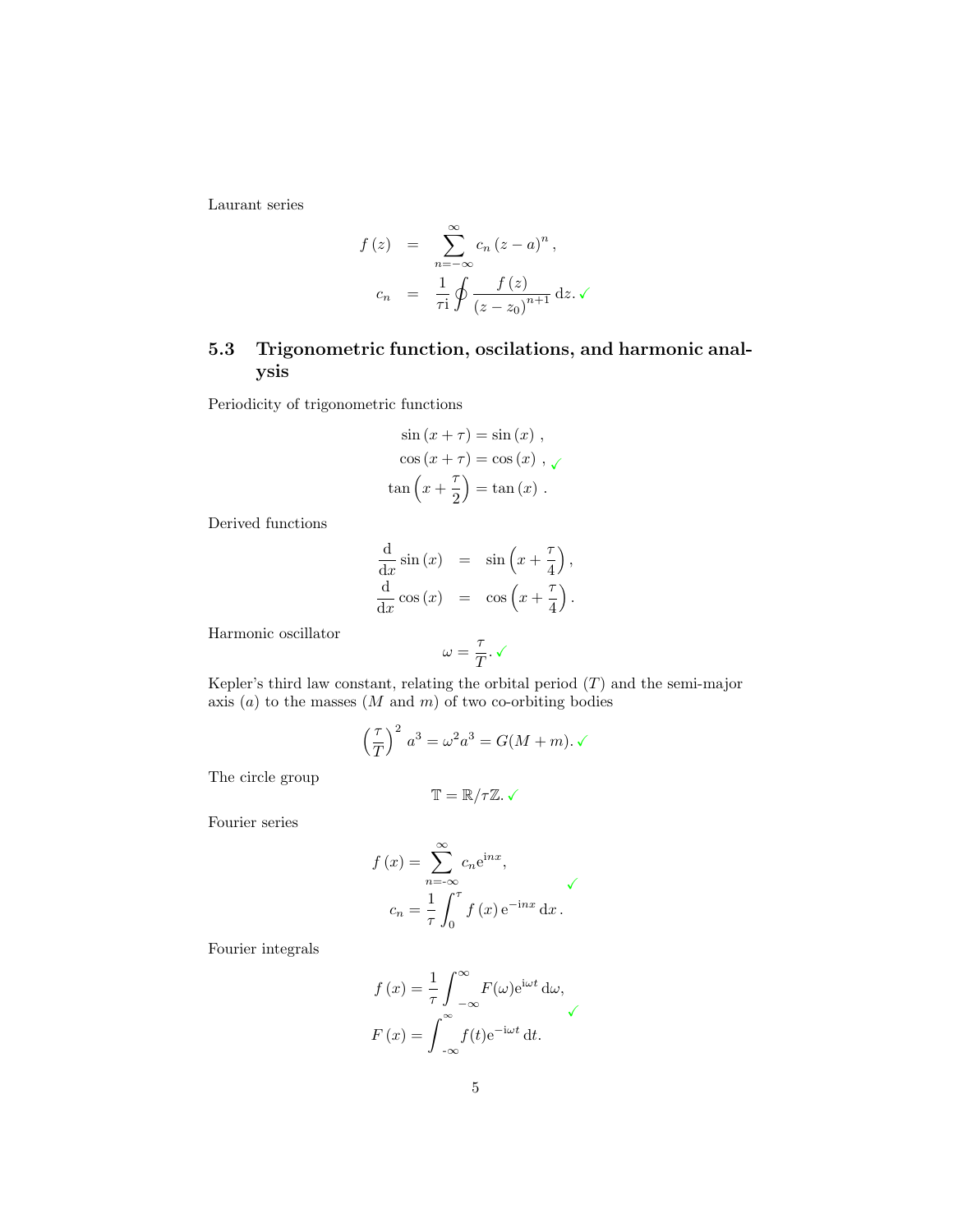Laurant series

$$
\begin{aligned}
f(z) &= \sum_{n=-\infty}^{\infty} c_n (z-a)^n, \\
c_n &= \frac{1}{\tau \mathrm{i}} \oint \frac{f(z)}{(z-z_0)^{n+1}} \, \mathrm{d}z. \checkmark
\end{aligned}
$$

## 5.3 Trigonometric function, oscilations, and harmonic analysis

Periodicity of trigonometric functions

$$
\begin{aligned}
\sin(x+\tau) &= \sin(x), \\
\cos(x+\tau) &= \cos(x), \checkmark \\
\tan\left(x+\frac{\tau}{2}\right) &= \tan(x).
\end{aligned}
$$

Derived functions

$$
\begin{aligned}
\frac{\mathrm{d}}{\mathrm{d}x}\sin(x) &= \sin\left(x+\frac{\tau}{4}\right), \\
\frac{\mathrm{d}}{\mathrm{d}x}\cos(x) &= \cos\left(x+\frac{\tau}{4}\right).
\end{aligned}
$$

Harmonic oscillator

$$
\omega = \frac{\tau}{T}. \checkmark
$$

Kepler's third law constant, relating the orbital period ($T$) and the semi-major axis ($a$) to the masses ($M$ and $m$) of two co-orbiting bodies

$$
\left(\frac{\tau}{T}\right)^2 a^3 = \omega^2 a^3 = G(M+m). \checkmark
$$

The circle group

$$
\mathbb{T} = \mathbb{R}/\tau\mathbb{Z}. \checkmark
$$

Fourier series

$$
\begin{aligned}
f(x) &= \sum_{n=-\infty}^{\infty} c_n \mathrm{e}^{\mathrm{i}nx}, \\
c_n &= \frac{1}{\tau}\int_0^{\tau} f(x)\,\mathrm{e}^{-\mathrm{i}nx}\,\mathrm{d}x. \checkmark
\end{aligned}
$$

Fourier integrals

$$
\begin{aligned}
f(x) &= \frac{1}{\tau}\int_{-\infty}^{\infty} F(\omega)\mathrm{e}^{\mathrm{i}\omega t}\,\mathrm{d}\omega, \\
F(x) &= \int_{-\infty}^{\infty} f(t)\mathrm{e}^{-\mathrm{i}\omega t}\,\mathrm{d}t. \checkmark
\end{aligned}
$$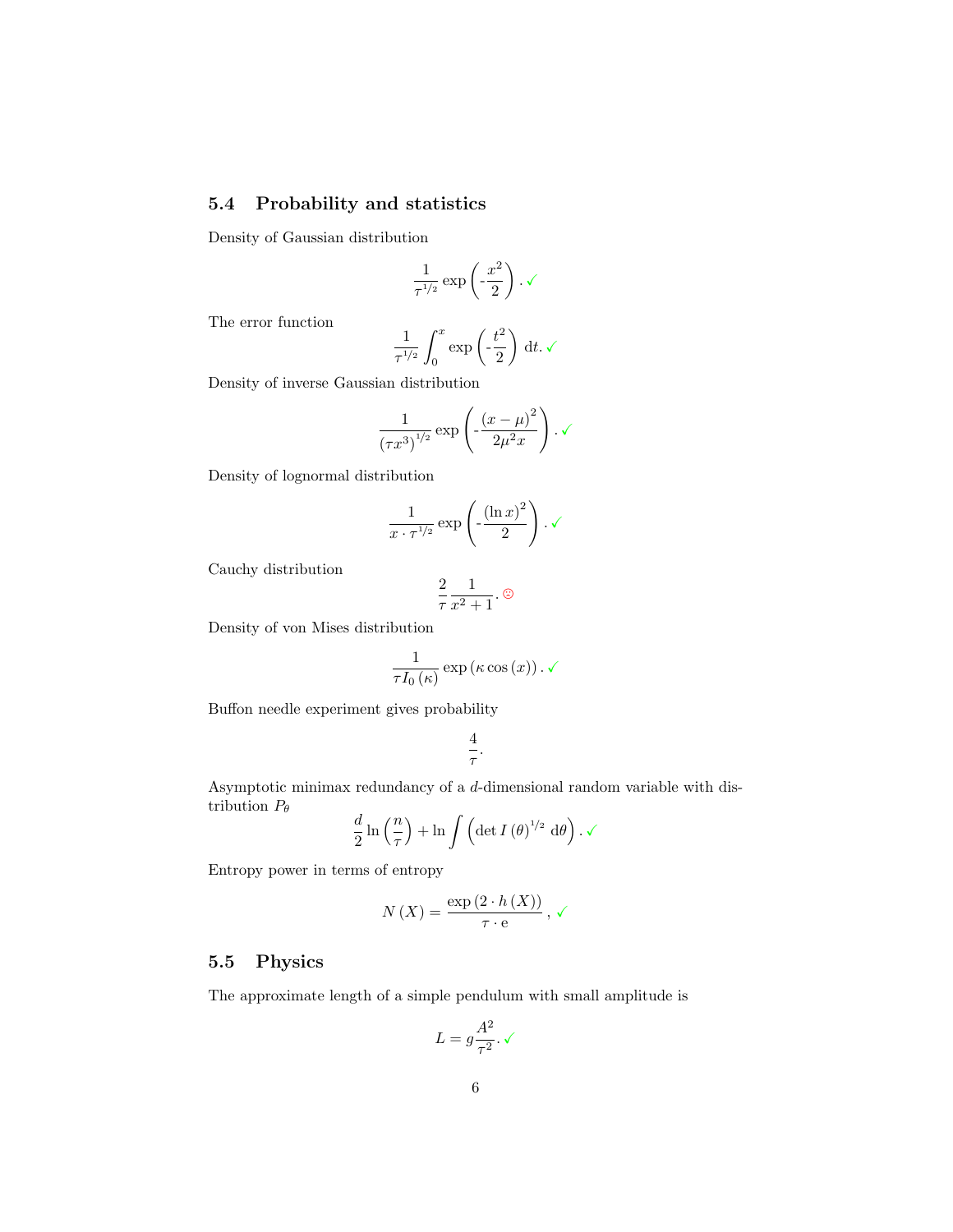## 5.4 Probability and statistics

Density of Gaussian distribution

$$\frac{1}{\tau^{1/2}} \exp\left(-\frac{x^2}{2}\right). \checkmark$$

The error function

$$\frac{1}{\tau^{1/2}} \int_0^x \exp\left(-\frac{t^2}{2}\right) \, \mathrm{d}t. \checkmark$$

Density of inverse Gaussian distribution

$$\frac{1}{\left(\tau x^3\right)^{1/2}} \exp\left(-\frac{(x-\mu)^2}{2\mu^2 x}\right). \checkmark$$

Density of lognormal distribution

$$\frac{1}{x \cdot \tau^{1/2}} \exp\left(-\frac{(\ln x)^2}{2}\right). \checkmark$$

Cauchy distribution

$$\frac{2}{\tau} \frac{1}{x^2+1}. ☹$$

Density of von Mises distribution

$$\frac{1}{\tau I_0(\kappa)} \exp\left(\kappa \cos(x)\right). \checkmark$$

Buffon needle experiment gives probability

$$\frac{4}{\tau}.$$

Asymptotic minimax redundancy of a $d$-dimensional random variable with distribution $P_\theta$

$$\frac{d}{2} \ln\left(\frac{n}{\tau}\right) + \ln \int \left(\det I(\theta)^{1/2} \, \mathrm{d}\theta\right). \checkmark$$

Entropy power in terms of entropy

$$N(X) = \frac{\exp\left(2 \cdot h(X)\right)}{\tau \cdot \mathrm{e}}, \checkmark$$

## 5.5 Physics

The approximate length of a simple pendulum with small amplitude is

$$L = g \frac{A^2}{\tau^2}. \checkmark$$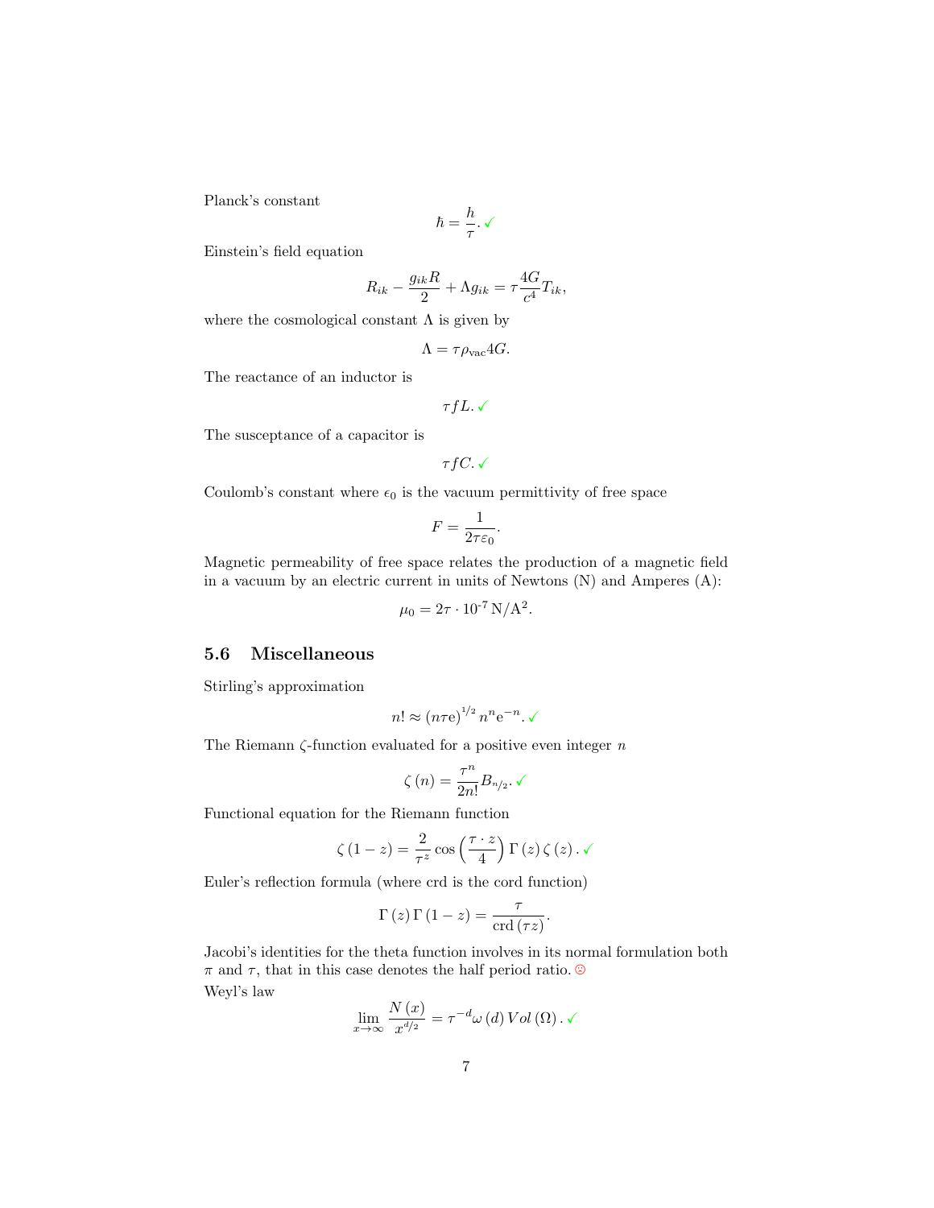Planck's constant

$$\hbar = \frac{h}{\tau}. \checkmark$$

Einstein's field equation

$$R_{ik} - \frac{g_{ik}R}{2} + \Lambda g_{ik} = \tau \frac{4G}{c^4} T_{ik},$$

where the cosmological constant $\Lambda$ is given by

$$\Lambda = \tau \rho_{\text{vac}} 4G.$$

The reactance of an inductor is

$$\tau f L. \checkmark$$

The susceptance of a capacitor is

$$\tau f C. \checkmark$$

Coulomb's constant where $\epsilon_0$ is the vacuum permittivity of free space

$$F = \frac{1}{2\tau\varepsilon_0}.$$

Magnetic permeability of free space relates the production of a magnetic field in a vacuum by an electric current in units of Newtons (N) and Amperes (A):

$$\mu_0 = 2\tau \cdot 10^{-7}\,\text{N/A}^2.$$

### 5.6 Miscellaneous

Stirling's approximation

$$n! \approx (n\tau\text{e})^{1/2}\, n^n \text{e}^{-n}. \checkmark$$

The Riemann $\zeta$-function evaluated for a positive even integer $n$

$$\zeta(n) = \frac{\tau^n}{2n!} B_{n/2}. \checkmark$$

Functional equation for the Riemann function

$$\zeta(1-z) = \frac{2}{\tau^z} \cos\left(\frac{\tau \cdot z}{4}\right) \Gamma(z)\, \zeta(z). \checkmark$$

Euler's reflection formula (where crd is the cord function)

$$\Gamma(z)\,\Gamma(1-z) = \frac{\tau}{\text{crd}(\tau z)}.$$

Jacobi's identities for the theta function involves in its normal formulation both $\pi$ and $\tau$, that in this case denotes the half period ratio. ☹

Weyl's law

$$\lim_{x\to\infty} \frac{N(x)}{x^{d/2}} = \tau^{-d} \omega(d)\, Vol(\Omega). \checkmark$$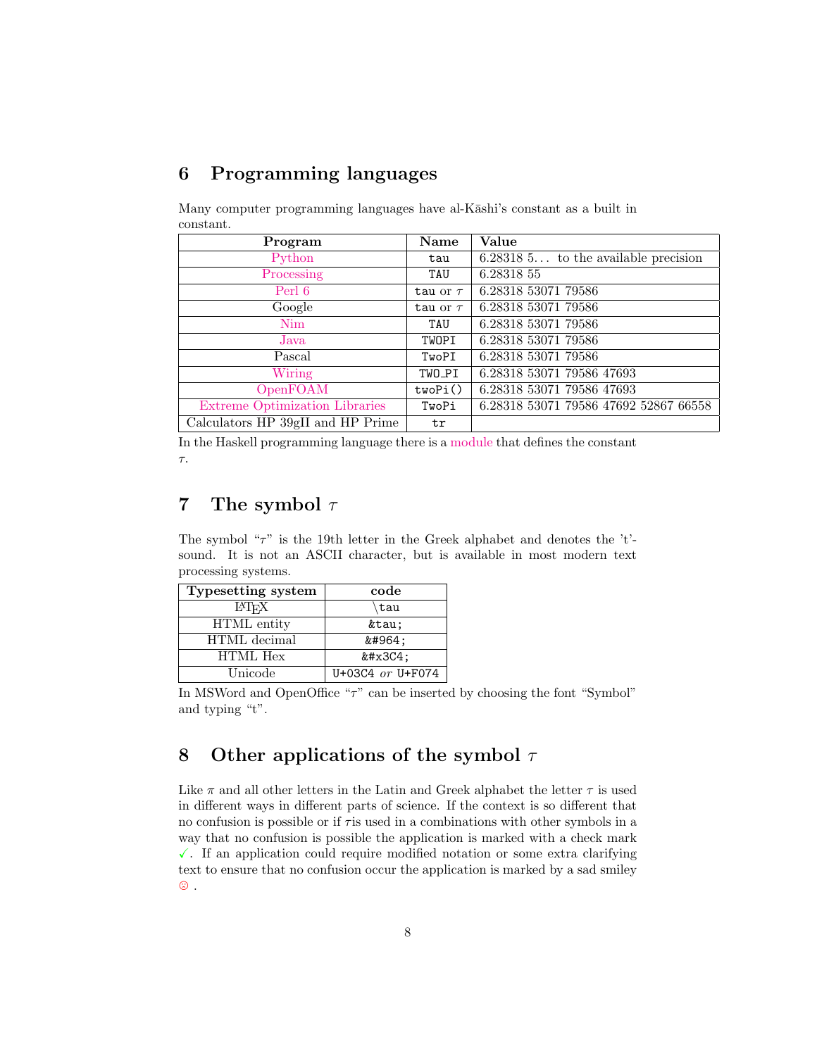## 6 Programming languages

Many computer programming languages have al-Kāshi's constant as a built in constant.

| Program | Name | Value |
|---|---|---|
| Python | `tau` | 6.28318 5... to the available precision |
| Processing | `TAU` | 6.28318 55 |
| Perl 6 | `tau` or $\tau$ | 6.28318 53071 79586 |
| Google | `tau` or $\tau$ | 6.28318 53071 79586 |
| Nim | `TAU` | 6.28318 53071 79586 |
| Java | `TWOPI` | 6.28318 53071 79586 |
| Pascal | `TwoPI` | 6.28318 53071 79586 |
| Wiring | `TWO_PI` | 6.28318 53071 79586 47693 |
| OpenFOAM | `twoPi()` | 6.28318 53071 79586 47693 |
| Extreme Optimization Libraries | `TwoPi` | 6.28318 53071 79586 47692 52867 66558 |
| Calculators HP 39gII and HP Prime | `tr` | |

In the Haskell programming language there is a module that defines the constant $\tau$.

## 7 The symbol $\tau$

The symbol "$\tau$" is the 19th letter in the Greek alphabet and denotes the 't'-sound. It is not an ASCII character, but is available in most modern text processing systems.

| Typesetting system | code |
|---|---|
| LaTeX | `\tau` |
| HTML entity | `&tau;` |
| HTML decimal | `&#964;` |
| HTML Hex | `&#x3C4;` |
| Unicode | `U+03C4` *or* `U+F074` |

In MSWord and OpenOffice "$\tau$" can be inserted by choosing the font "Symbol" and typing "t".

## 8 Other applications of the symbol $\tau$

Like $\pi$ and all other letters in the Latin and Greek alphabet the letter $\tau$ is used in different ways in different parts of science. If the context is so different that no confusion is possible or if $\tau$is used in a combinations with other symbols in a way that no confusion is possible the application is marked with a check mark ✓. If an application could require modified notation or some extra clarifying text to ensure that no confusion occur the application is marked by a sad smiley ☹ .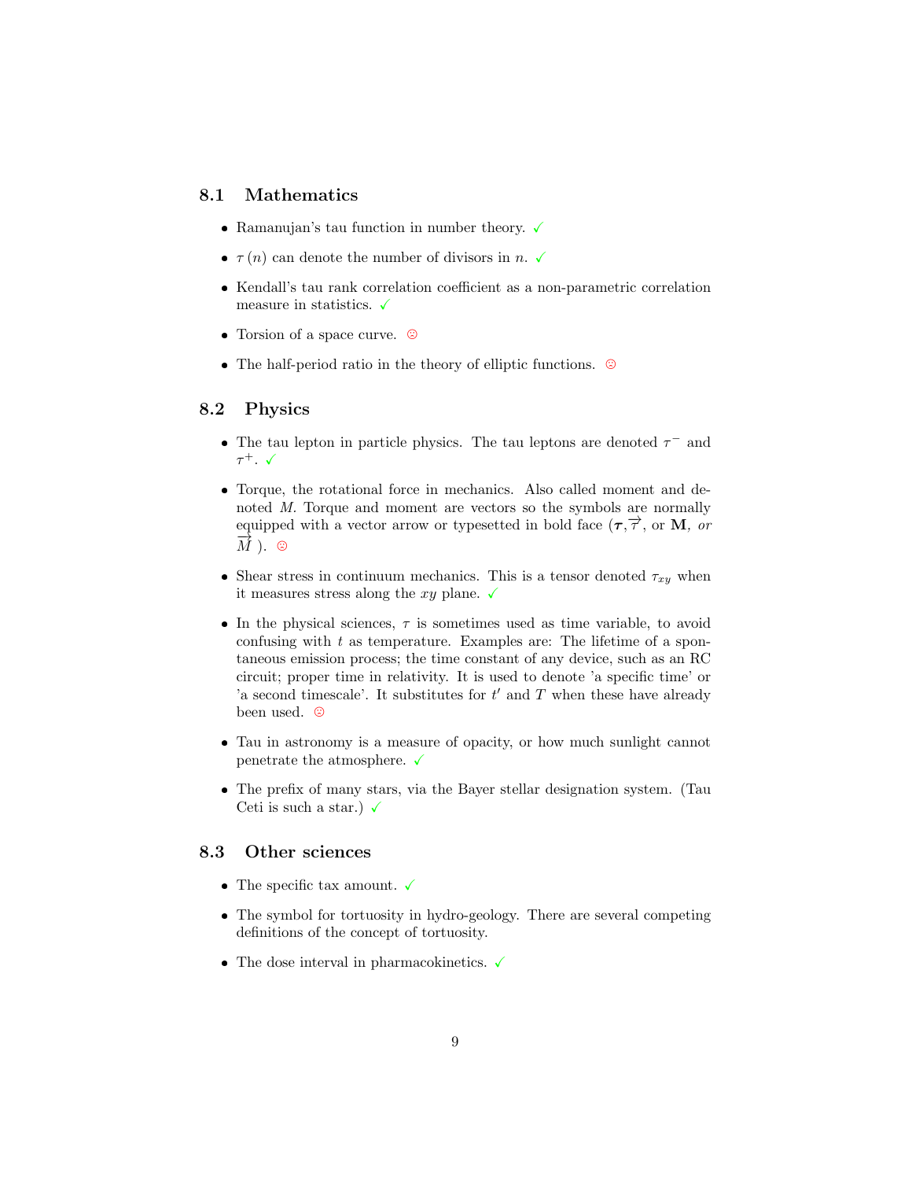## 8.1 Mathematics

- Ramanujan's tau function in number theory. ✓
- $\tau(n)$ can denote the number of divisors in $n$. ✓
- Kendall's tau rank correlation coefficient as a non-parametric correlation measure in statistics. ✓
- Torsion of a space curve. ☹
- The half-period ratio in the theory of elliptic functions. ☹

## 8.2 Physics

- The tau lepton in particle physics. The tau leptons are denoted $\tau^-$ and $\tau^+$. ✓
- Torque, the rotational force in mechanics. Also called moment and denoted $M$. Torque and moment are vectors so the symbols are normally equipped with a vector arrow or typesetted in bold face ($\boldsymbol{\tau}$, $\overrightarrow{\tau}$, or $\mathbf{M}$, *or* $\overrightarrow{M}$ ). ☹
- Shear stress in continuum mechanics. This is a tensor denoted $\tau_{xy}$ when it measures stress along the $xy$ plane. ✓
- In the physical sciences, $\tau$ is sometimes used as time variable, to avoid confusing with $t$ as temperature. Examples are: The lifetime of a spontaneous emission process; the time constant of any device, such as an RC circuit; proper time in relativity. It is used to denote 'a specific time' or 'a second timescale'. It substitutes for $t'$ and $T$ when these have already been used. ☹
- Tau in astronomy is a measure of opacity, or how much sunlight cannot penetrate the atmosphere. ✓
- The prefix of many stars, via the Bayer stellar designation system. (Tau Ceti is such a star.) ✓

## 8.3 Other sciences

- The specific tax amount. ✓
- The symbol for tortuosity in hydro-geology. There are several competing definitions of the concept of tortuosity.
- The dose interval in pharmacokinetics. ✓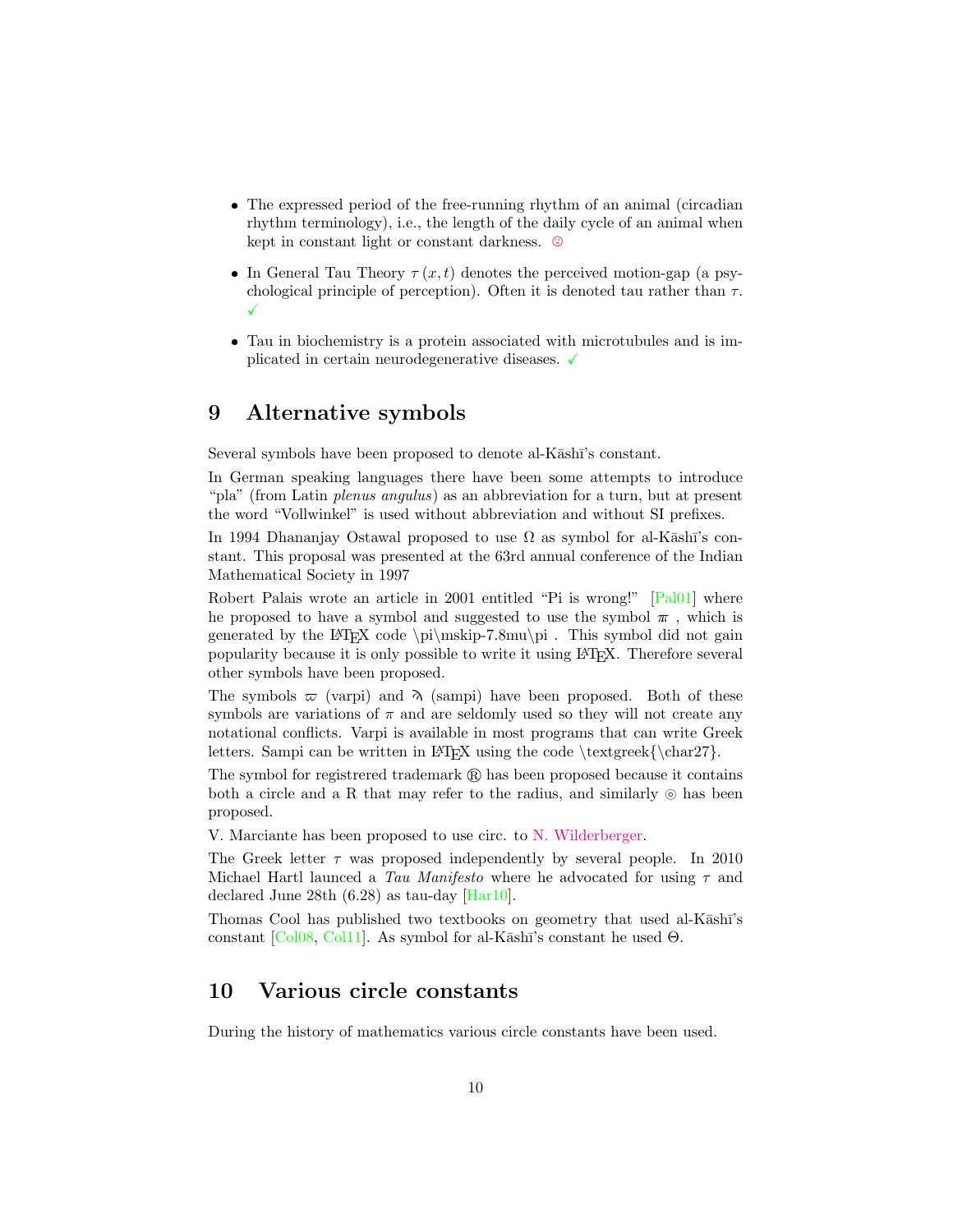- The expressed period of the free-running rhythm of an animal (circadian rhythm terminology), i.e., the length of the daily cycle of an animal when kept in constant light or constant darkness. ☹
- In General Tau Theory $\tau(x,t)$ denotes the perceived motion-gap (a psychological principle of perception). Often it is denoted tau rather than $\tau$. ✓
- Tau in biochemistry is a protein associated with microtubules and is implicated in certain neurodegenerative diseases. ✓

# 9 Alternative symbols

Several symbols have been proposed to denote al-Kāshī's constant.

In German speaking languages there have been some attempts to introduce "pla" (from Latin *plenus angulus*) as an abbreviation for a turn, but at present the word "Vollwinkel" is used without abbreviation and without SI prefixes.

In 1994 Dhananjay Ostawal proposed to use $\Omega$ as symbol for al-Kāshī's constant. This proposal was presented at the 63rd annual conference of the Indian Mathematical Society in 1997

Robert Palais wrote an article in 2001 entitled "Pi is wrong!" [Pal01] where he proposed to have a symbol and suggested to use the symbol $\pi\mskip-7.8mu\pi$ , which is generated by the LaTeX code \pi\mskip-7.8mu\pi . This symbol did not gain popularity because it is only possible to write it using LaTeX. Therefore several other symbols have been proposed.

The symbols $\varpi$ (varpi) and ϡ (sampi) have been proposed. Both of these symbols are variations of $\pi$ and are seldomly used so they will not create any notational conflicts. Varpi is available in most programs that can write Greek letters. Sampi can be written in LaTeX using the code \textgreek{\char27}.

The symbol for registrered trademark ® has been proposed because it contains both a circle and a R that may refer to the radius, and similarly ⊙ has been proposed.

V. Marciante has been proposed to use circ. to N. Wilderberger.

The Greek letter $\tau$ was proposed independently by several people. In 2010 Michael Hartl launced a *Tau Manifesto* where he advocated for using $\tau$ and declared June 28th (6.28) as tau-day [Har10].

Thomas Cool has published two textbooks on geometry that used al-Kāshī's constant [Col08, Col11]. As symbol for al-Kāshī's constant he used $\Theta$.

# 10 Various circle constants

During the history of mathematics various circle constants have been used.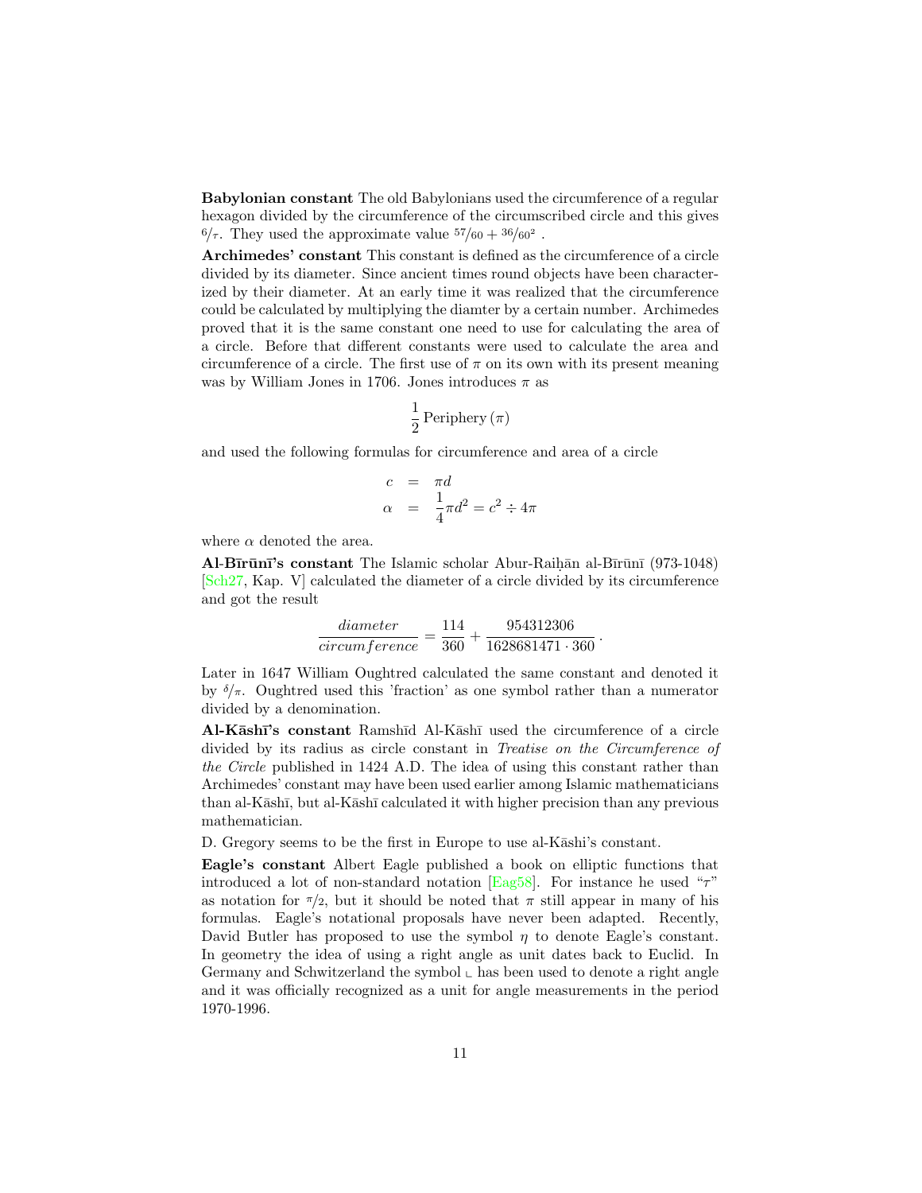**Babylonian constant** The old Babylonians used the circumference of a regular hexagon divided by the circumference of the circumscribed circle and this gives $^6/_\tau$. They used the approximate value $^{57}/_{60} + ^{36}/_{60^2}$ .

**Archimedes' constant** This constant is defined as the circumference of a circle divided by its diameter. Since ancient times round objects have been characterized by their diameter. At an early time it was realized that the circumference could be calculated by multiplying the diamter by a certain number. Archimedes proved that it is the same constant one need to use for calculating the area of a circle. Before that different constants were used to calculate the area and circumference of a circle. The first use of $\pi$ on its own with its present meaning was by William Jones in 1706. Jones introduces $\pi$ as

$$\frac{1}{2}\,\text{Periphery}\,(\pi)$$

and used the following formulas for circumference and area of a circle

$$\begin{aligned} c &= \pi d \\ \alpha &= \frac{1}{4}\pi d^2 = c^2 \div 4\pi \end{aligned}$$

where $\alpha$ denoted the area.

**Al-Bīrūnī's constant** The Islamic scholar Abur-Raiḥān al-Bīrūnī (973-1048) [Sch27, Kap. V] calculated the diameter of a circle divided by its circumference and got the result

$$\frac{diameter}{circumference} = \frac{114}{360} + \frac{954312306}{1628681471 \cdot 360}\,.$$

Later in 1647 William Oughtred calculated the same constant and denoted it by $^\delta/_\pi$. Oughtred used this 'fraction' as one symbol rather than a numerator divided by a denomination.

**Al-Kāshī's constant** Ramshīd Al-Kāshī used the circumference of a circle divided by its radius as circle constant in *Treatise on the Circumference of the Circle* published in 1424 A.D. The idea of using this constant rather than Archimedes' constant may have been used earlier among Islamic mathematicians than al-Kāshī, but al-Kāshī calculated it with higher precision than any previous mathematician.

D. Gregory seems to be the first in Europe to use al-Kāshi's constant.

**Eagle's constant** Albert Eagle published a book on elliptic functions that introduced a lot of non-standard notation [Eag58]. For instance he used "$\tau$" as notation for $^\pi/_2$, but it should be noted that $\pi$ still appear in many of his formulas. Eagle's notational proposals have never been adapted. Recently, David Butler has proposed to use the symbol $\eta$ to denote Eagle's constant. In geometry the idea of using a right angle as unit dates back to Euclid. In Germany and Schwitzerland the symbol ∟ has been used to denote a right angle and it was officially recognized as a unit for angle measurements in the period 1970-1996.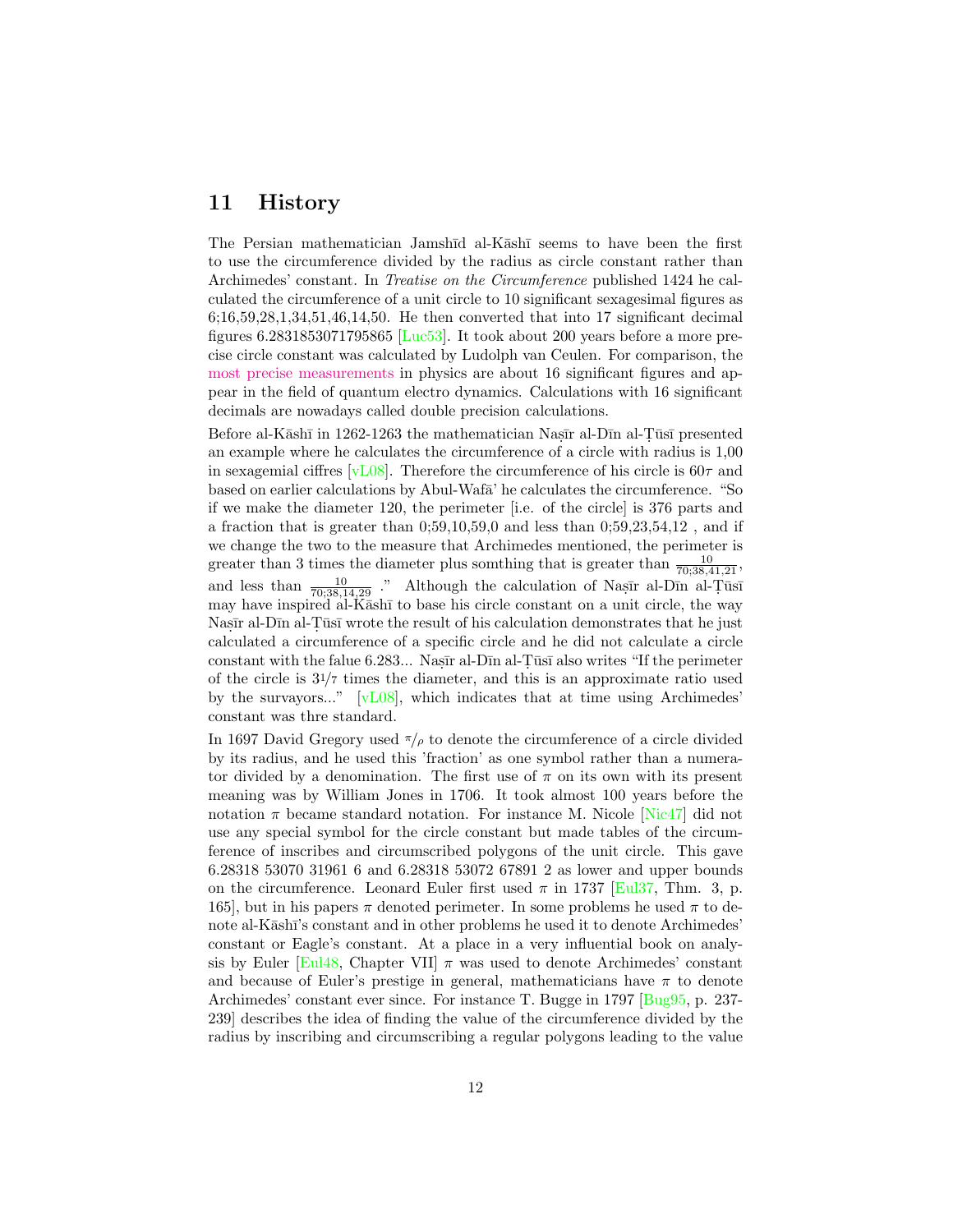## 11 History

The Persian mathematician Jamshīd al-Kāshī seems to have been the first to use the circumference divided by the radius as circle constant rather than Archimedes' constant. In *Treatise on the Circumference* published 1424 he calculated the circumference of a unit circle to 10 significant sexagesimal figures as 6;16,59,28,1,34,51,46,14,50. He then converted that into 17 significant decimal figures 6.2831853071795865 [Luc53]. It took about 200 years before a more precise circle constant was calculated by Ludolph van Ceulen. For comparison, the most precise measurements in physics are about 16 significant figures and appear in the field of quantum electro dynamics. Calculations with 16 significant decimals are nowadays called double precision calculations.

Before al-Kāshī in 1262-1263 the mathematician Naṣīr al-Dīn al-Ṭūsī presented an example where he calculates the circumference of a circle with radius is 1,00 in sexagemial ciffres [vL08]. Therefore the circumference of his circle is $60\tau$ and based on earlier calculations by Abul-Wafā' he calculates the circumference. "So if we make the diameter 120, the perimeter [i.e. of the circle] is 376 parts and a fraction that is greater than 0;59,10,59,0 and less than 0;59,23,54,12 , and if we change the two to the measure that Archimedes mentioned, the perimeter is greater than 3 times the diameter plus somthing that is greater than $\frac{10}{70;38,41,21}$, and less than $\frac{10}{70;38,14,29}$ ." Although the calculation of Naṣīr al-Dīn al-Ṭūsī may have inspired al-Kāshī to base his circle constant on a unit circle, the way Naṣīr al-Dīn al-Ṭūsī wrote the result of his calculation demonstrates that he just calculated a circumference of a specific circle and he did not calculate a circle constant with the falue 6.283... Naṣīr al-Dīn al-Ṭūsī also writes "If the perimeter of the circle is $3^1/_7$ times the diameter, and this is an approximate ratio used by the survayors..." [vL08], which indicates that at time using Archimedes' constant was thre standard.

In 1697 David Gregory used $^{\pi}/_{\rho}$ to denote the circumference of a circle divided by its radius, and he used this 'fraction' as one symbol rather than a numerator divided by a denomination. The first use of $\pi$ on its own with its present meaning was by William Jones in 1706. It took almost 100 years before the notation $\pi$ became standard notation. For instance M. Nicole [Nic47] did not use any special symbol for the circle constant but made tables of the circumference of inscribes and circumscribed polygons of the unit circle. This gave 6.28318 53070 31961 6 and 6.28318 53072 67891 2 as lower and upper bounds on the circumference. Leonard Euler first used $\pi$ in 1737 [Eul37, Thm. 3, p. 165], but in his papers $\pi$ denoted perimeter. In some problems he used $\pi$ to denote al-Kāshī's constant and in other problems he used it to denote Archimedes' constant or Eagle's constant. At a place in a very influential book on analysis by Euler [Eul48, Chapter VII] $\pi$ was used to denote Archimedes' constant and because of Euler's prestige in general, mathematicians have $\pi$ to denote Archimedes' constant ever since. For instance T. Bugge in 1797 [Bug95, p. 237-239] describes the idea of finding the value of the circumference divided by the radius by inscribing and circumscribing a regular polygons leading to the value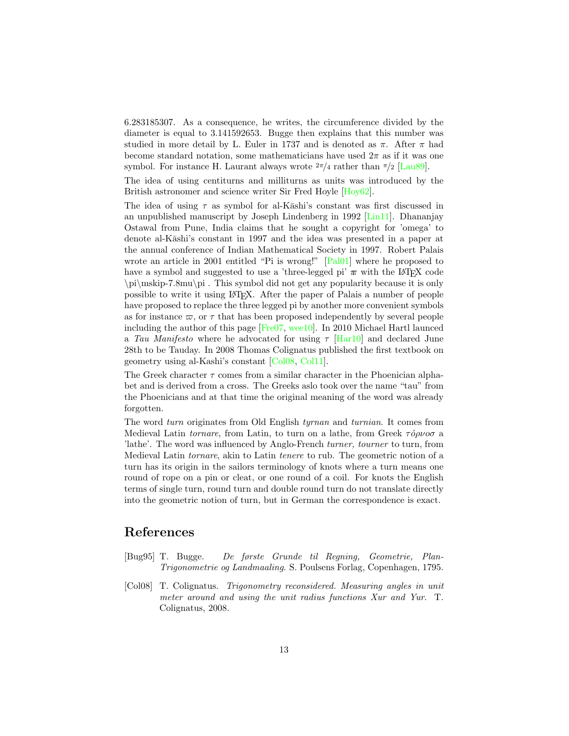6.283185307. As a consequence, he writes, the circumference divided by the diameter is equal to 3.141592653. Bugge then explains that this number was studied in more detail by L. Euler in 1737 and is denoted as $\pi$. After $\pi$ had become standard notation, some mathematicians have used $2\pi$ as if it was one symbol. For instance H. Laurant always wrote $^{2\pi}/_{4}$ rather than $^{\pi}/_{2}$ [Lau89].

The idea of using centiturns and milliturns as units was introduced by the British astronomer and science writer Sir Fred Hoyle [Hoy62].

The idea of using $\tau$ as symbol for al-Kāshi's constant was first discussed in an unpublished manuscript by Joseph Lindenberg in 1992 [Lin11]. Dhananjay Ostawal from Pune, India claims that he sought a copyright for 'omega' to denote al-Kāshi's constant in 1997 and the idea was presented in a paper at the annual conference of Indian Mathematical Society in 1997. Robert Palais wrote an article in 2001 entitled "Pi is wrong!" [Pal01] where he proposed to have a symbol and suggested to use a 'three-legged pi' $\pi\mskip-7.8mu\pi$ with the LaTeX code \pi\mskip-7.8mu\pi . This symbol did not get any popularity because it is only possible to write it using LaTeX. After the paper of Palais a number of people have proposed to replace the three legged pi by another more convenient symbols as for instance $\varpi$, or $\tau$ that has been proposed independently by several people including the author of this page [Fre07, wee10]. In 2010 Michael Hartl launced a *Tau Manifesto* where he advocated for using $\tau$ [Har10] and declared June 28th to be Tauday. In 2008 Thomas Colignatus published the first textbook on geometry using al-Kashi's constant [Col08, Col11].

The Greek character $\tau$ comes from a similar character in the Phoenician alphabet and is derived from a cross. The Greeks aslo took over the name "tau" from the Phoenicians and at that time the original meaning of the word was already forgotten.

The word *turn* originates from Old English *tyrnan* and *turnian*. It comes from Medieval Latin *tornare*, from Latin, to turn on a lathe, from Greek *τόρνοσ* a 'lathe'. The word was influenced by Anglo-French *turner, tourner* to turn, from Medieval Latin *tornare*, akin to Latin *tenere* to rub. The geometric notion of a turn has its origin in the sailors terminology of knots where a turn means one round of rope on a pin or cleat, or one round of a coil. For knots the English terms of single turn, round turn and double round turn do not translate directly into the geometric notion of turn, but in German the correspondence is exact.

## References

[Bug95] T. Bugge. *De første Grunde til Regning, Geometrie, Plan-Trigonometrie og Landmaaling*. S. Poulsens Forlag, Copenhagen, 1795.

[Col08] T. Colignatus. *Trigonometry reconsidered. Measuring angles in unit meter around and using the unit radius functions Xur and Yur.* T. Colignatus, 2008.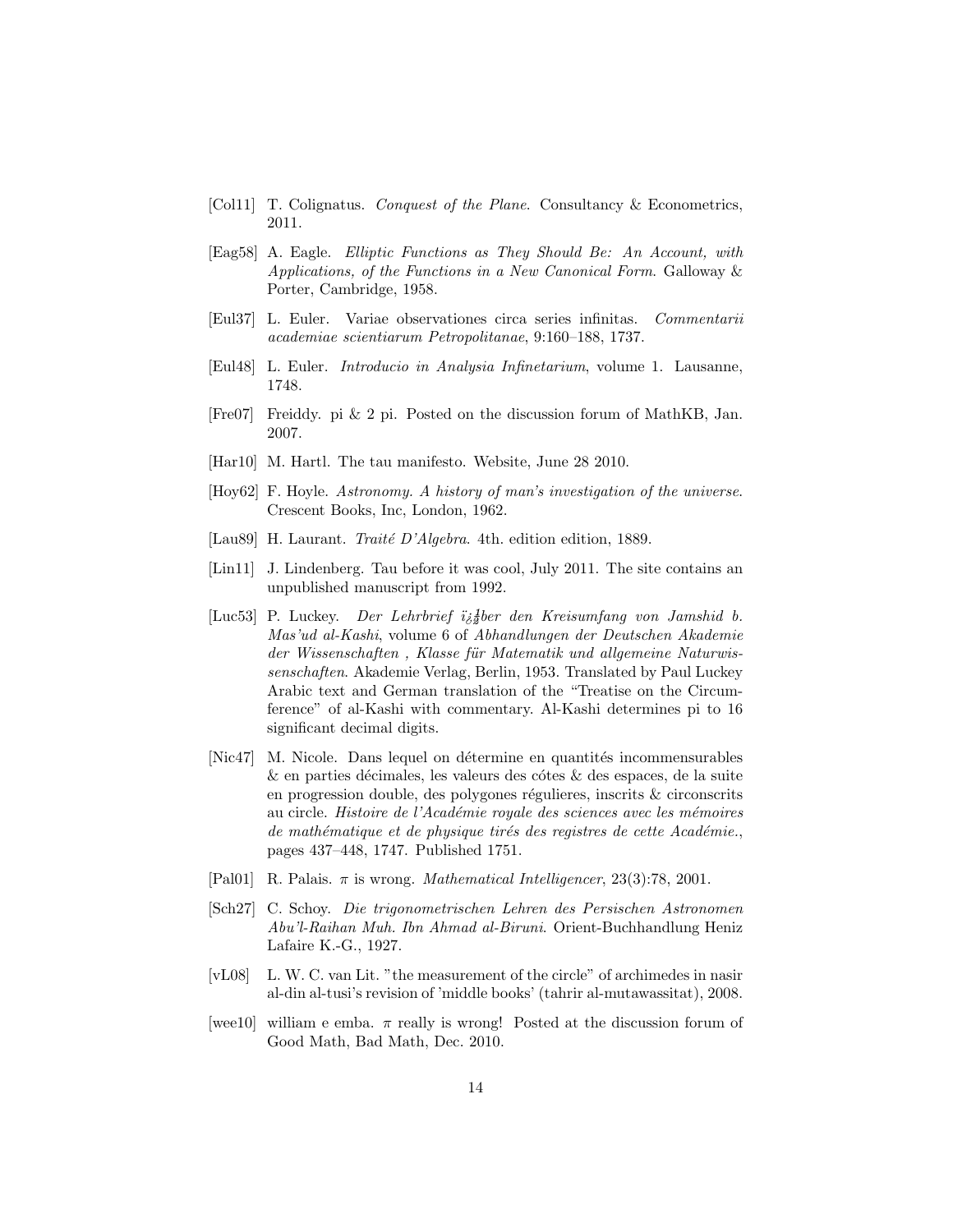[Col11] T. Colignatus. *Conquest of the Plane*. Consultancy & Econometrics, 2011.

[Eag58] A. Eagle. *Elliptic Functions as They Should Be: An Account, with Applications, of the Functions in a New Canonical Form*. Galloway & Porter, Cambridge, 1958.

[Eul37] L. Euler. Variae observationes circa series infinitas. *Commentarii academiae scientiarum Petropolitanae*, 9:160–188, 1737.

[Eul48] L. Euler. *Introducio in Analysia Infinetarium*, volume 1. Lausanne, 1748.

[Fre07] Freiddy. pi & 2 pi. Posted on the discussion forum of MathKB, Jan. 2007.

[Har10] M. Hartl. The tau manifesto. Website, June 28 2010.

[Hoy62] F. Hoyle. *Astronomy. A history of man's investigation of the universe*. Crescent Books, Inc, London, 1962.

[Lau89] H. Laurant. *Traité D'Algebra*. 4th. edition edition, 1889.

[Lin11] J. Lindenberg. Tau before it was cool, July 2011. The site contains an unpublished manuscript from 1992.

[Luc53] P. Luckey. *Der Lehrbrief ï¿½ber den Kreisumfang von Jamshid b. Mas'ud al-Kashi*, volume 6 of *Abhandlungen der Deutschen Akademie der Wissenschaften , Klasse für Matematik und allgemeine Naturwissenschaften*. Akademie Verlag, Berlin, 1953. Translated by Paul Luckey Arabic text and German translation of the "Treatise on the Circumference" of al-Kashi with commentary. Al-Kashi determines pi to 16 significant decimal digits.

[Nic47] M. Nicole. Dans lequel on détermine en quantités incommensurables & en parties décimales, les valeurs des cótes & des espaces, de la suite en progression double, des polygones régulieres, inscrits & circonscrits au circle. *Histoire de l'Académie royale des sciences avec les mémoires de mathématique et de physique tirés des registres de cette Académie.*, pages 437–448, 1747. Published 1751.

[Pal01] R. Palais. $\pi$ is wrong. *Mathematical Intelligencer*, 23(3):78, 2001.

[Sch27] C. Schoy. *Die trigonometrischen Lehren des Persischen Astronomen Abu'l-Raihan Muh. Ibn Ahmad al-Biruni*. Orient-Buchhandlung Heniz Lafaire K.-G., 1927.

[vL08] L. W. C. van Lit. "the measurement of the circle" of archimedes in nasir al-din al-tusi's revision of 'middle books' (tahrir al-mutawassitat), 2008.

[wee10] william e emba. $\pi$ really is wrong! Posted at the discussion forum of Good Math, Bad Math, Dec. 2010.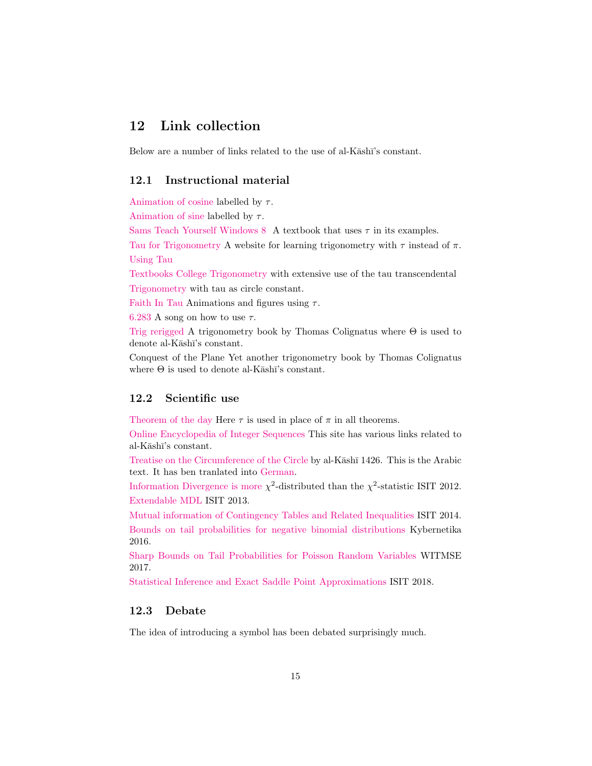## 12 Link collection

Below are a number of links related to the use of al-Kāshī's constant.

### 12.1 Instructional material

Animation of cosine labelled by $\tau$.

Animation of sine labelled by $\tau$.

Sams Teach Yourself Windows 8 A textbook that uses $\tau$ in its examples.

Tau for Trigonometry A website for learning trigonometry with $\tau$ instead of $\pi$.

Using Tau

Textbooks College Trigonometry with extensive use of the tau transcendental

Trigonometry with tau as circle constant.

Faith In Tau Animations and figures using $\tau$.

6.283 A song on how to use $\tau$.

Trig rerigged A trigonometry book by Thomas Colignatus where $\Theta$ is used to denote al-Kāshī's constant.

Conquest of the Plane Yet another trigonometry book by Thomas Colignatus where $\Theta$ is used to denote al-Kāshī's constant.

### 12.2 Scientific use

Theorem of the day Here $\tau$ is used in place of $\pi$ in all theorems.

Online Encyclopedia of Integer Sequences This site has various links related to al-Kāshī's constant.

Treatise on the Circumference of the Circle by al-Kāshī 1426. This is the Arabic text. It has ben tranlated into German.

Information Divergence is more $\chi^2$-distributed than the $\chi^2$-statistic ISIT 2012.

Extendable MDL ISIT 2013.

Mutual information of Contingency Tables and Related Inequalities ISIT 2014.

Bounds on tail probabilities for negative binomial distributions Kybernetika 2016.

Sharp Bounds on Tail Probabilities for Poisson Random Variables WITMSE 2017.

Statistical Inference and Exact Saddle Point Approximations ISIT 2018.

### 12.3 Debate

The idea of introducing a symbol has been debated surprisingly much.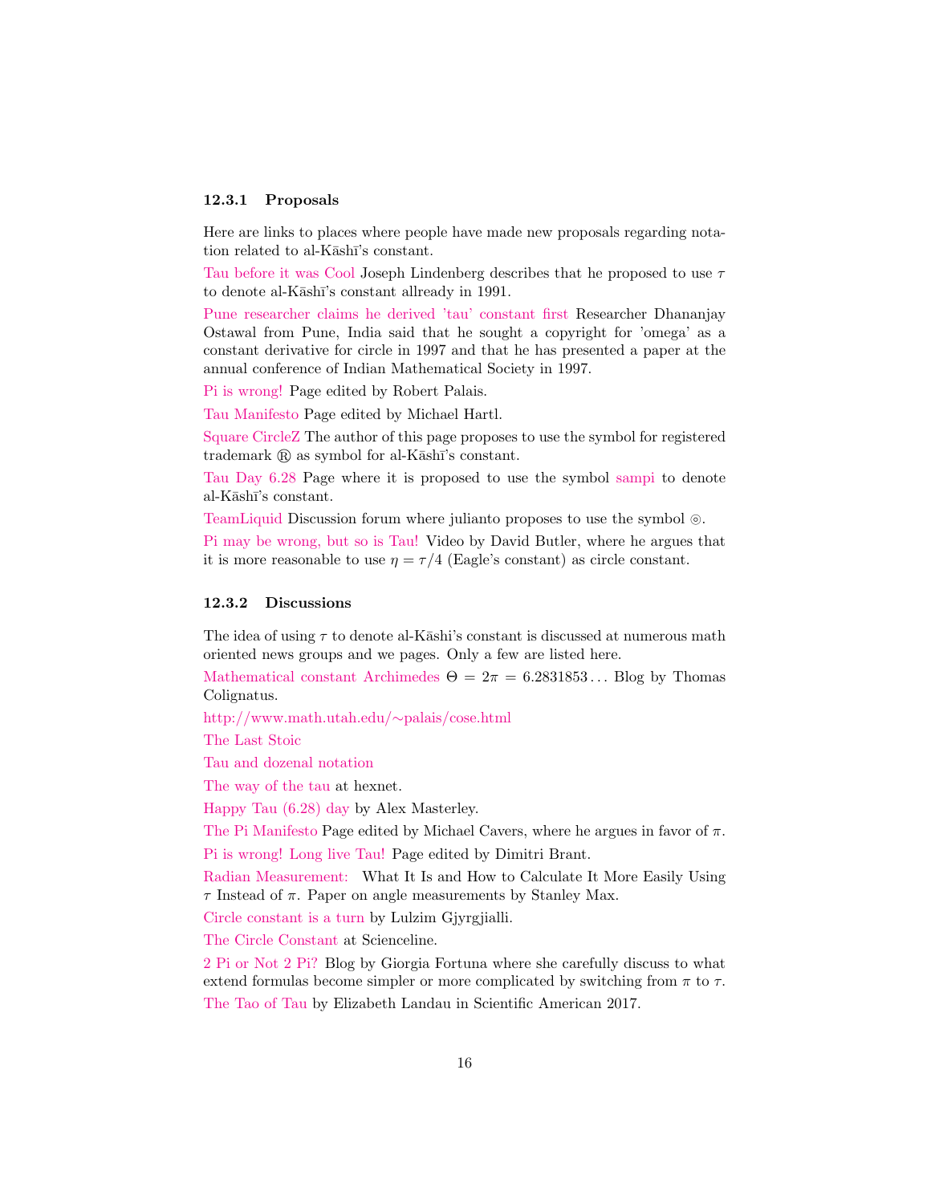### 12.3.1 Proposals

Here are links to places where people have made new proposals regarding notation related to al-Kāshī's constant.

Tau before it was Cool Joseph Lindenberg describes that he proposed to use $\tau$ to denote al-Kāshī's constant allready in 1991.

Pune researcher claims he derived 'tau' constant first Researcher Dhananjay Ostawal from Pune, India said that he sought a copyright for 'omega' as a constant derivative for circle in 1997 and that he has presented a paper at the annual conference of Indian Mathematical Society in 1997.

Pi is wrong! Page edited by Robert Palais.

Tau Manifesto Page edited by Michael Hartl.

Square CircleZ The author of this page proposes to use the symbol for registered trademark ® as symbol for al-Kāshī's constant.

Tau Day 6.28 Page where it is proposed to use the symbol sampi to denote al-Kāshī's constant.

TeamLiquid Discussion forum where julianto proposes to use the symbol ⊚.

Pi may be wrong, but so is Tau! Video by David Butler, where he argues that it is more reasonable to use $\eta = \tau/4$ (Eagle's constant) as circle constant.

### 12.3.2 Discussions

The idea of using $\tau$ to denote al-Kāshi's constant is discussed at numerous math oriented news groups and we pages. Only a few are listed here.

Mathematical constant Archimedes $\Theta = 2\pi = 6.2831853\ldots$ Blog by Thomas Colignatus.

http://www.math.utah.edu/~palais/cose.html

The Last Stoic

Tau and dozenal notation

The way of the tau at hexnet.

Happy Tau (6.28) day by Alex Masterley.

The Pi Manifesto Page edited by Michael Cavers, where he argues in favor of $\pi$.

Pi is wrong! Long live Tau! Page edited by Dimitri Brant.

Radian Measurement: What It Is and How to Calculate It More Easily Using $\tau$ Instead of $\pi$. Paper on angle measurements by Stanley Max.

Circle constant is a turn by Lulzim Gjyrgjialli.

The Circle Constant at Scienceline.

2 Pi or Not 2 Pi? Blog by Giorgia Fortuna where she carefully discuss to what extend formulas become simpler or more complicated by switching from $\pi$ to $\tau$.

The Tao of Tau by Elizabeth Landau in Scientific American 2017.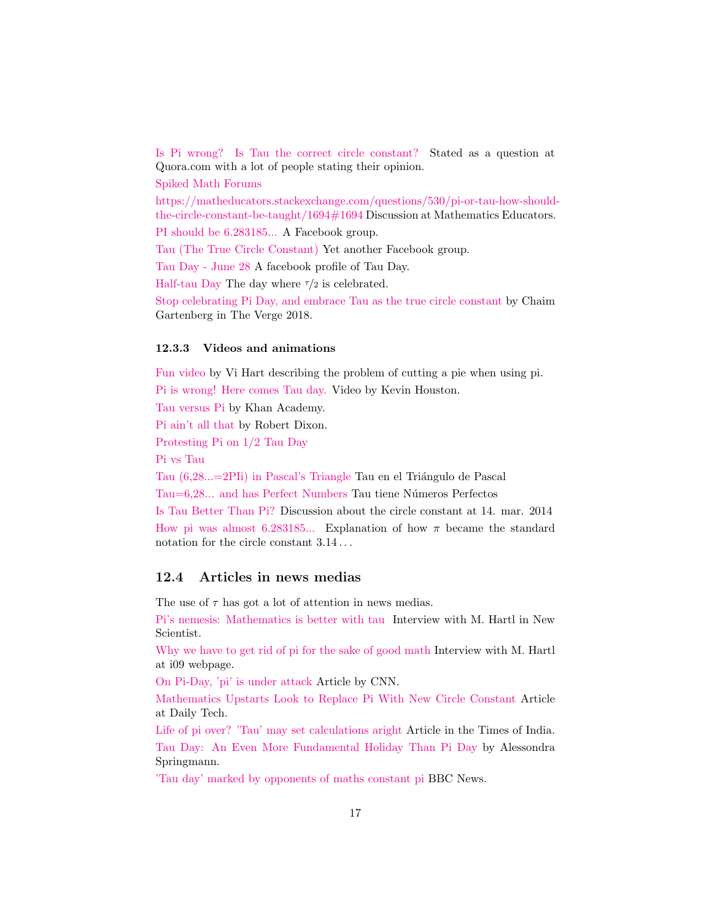Is Pi wrong? Is Tau the correct circle constant? Stated as a question at Quora.com with a lot of people stating their opinion.

Spiked Math Forums

https://matheducators.stackexchange.com/questions/530/pi-or-tau-how-should-the-circle-constant-be-taught/1694#1694 Discussion at Mathematics Educators.

PI should be 6.283185... A Facebook group.

Tau (The True Circle Constant) Yet another Facebook group.

Tau Day - June 28 A facebook profile of Tau Day.

Half-tau Day The day where $\tau/2$ is celebrated.

Stop celebrating Pi Day, and embrace Tau as the true circle constant by Chaim Gartenberg in The Verge 2018.

### 12.3.3 Videos and animations

Fun video by Vi Hart describing the problem of cutting a pie when using pi.

Pi is wrong! Here comes Tau day. Video by Kevin Houston.

Tau versus Pi by Khan Academy.

Pi ain't all that by Robert Dixon.

Protesting Pi on 1/2 Tau Day

Pi vs Tau

Tau (6,28...=2PIi) in Pascal's Triangle Tau en el Triángulo de Pascal

Tau=6,28... and has Perfect Numbers Tau tiene Números Perfectos

Is Tau Better Than Pi? Discussion about the circle constant at 14. mar. 2014

How pi was almost 6.283185... Explanation of how $\pi$ became the standard notation for the circle constant $3.14\ldots$

## 12.4 Articles in news medias

The use of $\tau$ has got a lot of attention in news medias.

Pi's nemesis: Mathematics is better with tau Interview with M. Hartl in New Scientist.

Why we have to get rid of pi for the sake of good math Interview with M. Hartl at i09 webpage.

On Pi-Day, 'pi' is under attack Article by CNN.

Mathematics Upstarts Look to Replace Pi With New Circle Constant Article at Daily Tech.

Life of pi over? 'Tau' may set calculations aright Article in the Times of India.

Tau Day: An Even More Fundamental Holiday Than Pi Day by Alessondra Springmann.

'Tau day' marked by opponents of maths constant pi BBC News.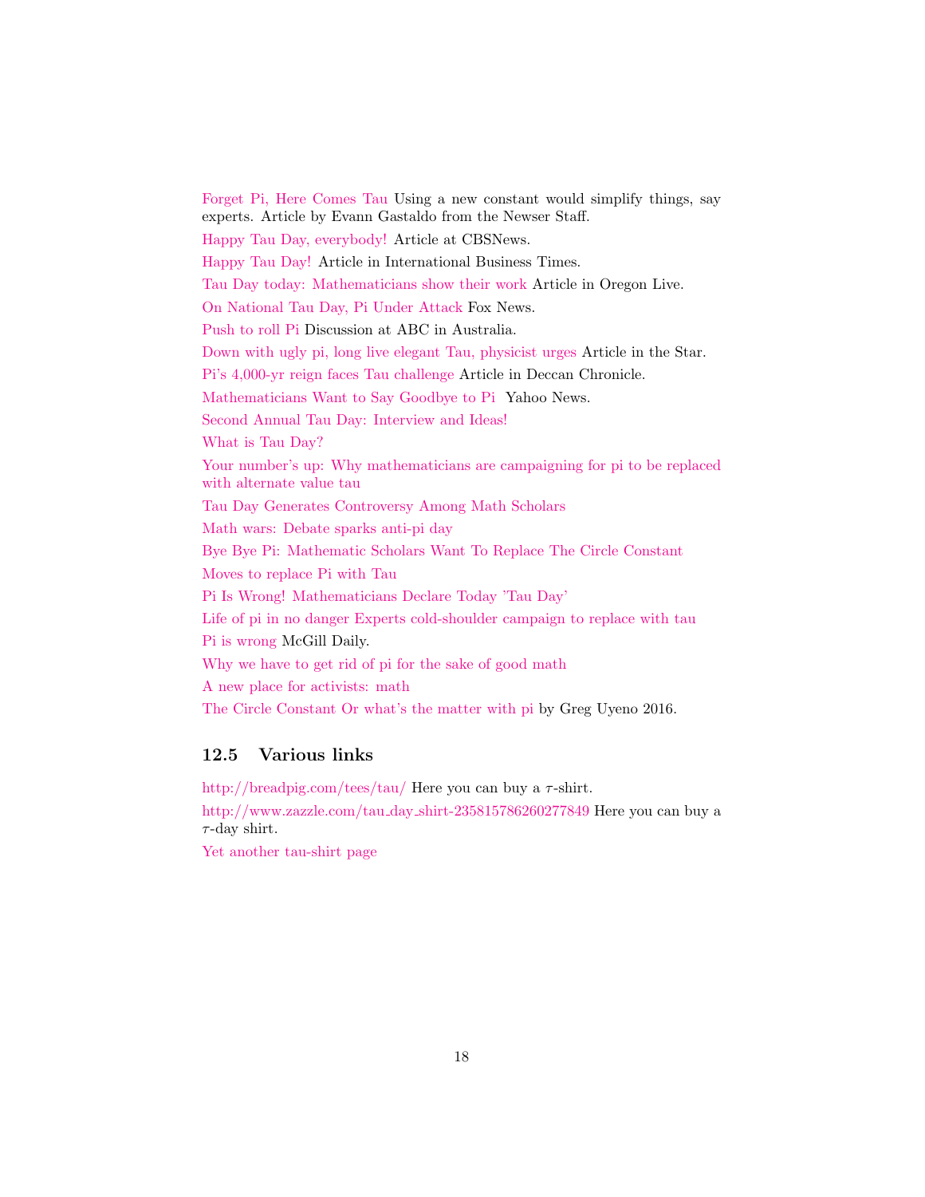Forget Pi, Here Comes Tau Using a new constant would simplify things, say experts. Article by Evann Gastaldo from the Newser Staff.

Happy Tau Day, everybody! Article at CBSNews.

Happy Tau Day! Article in International Business Times.

Tau Day today: Mathematicians show their work Article in Oregon Live.

On National Tau Day, Pi Under Attack Fox News.

Push to roll Pi Discussion at ABC in Australia.

Down with ugly pi, long live elegant Tau, physicist urges Article in the Star.

Pi's 4,000-yr reign faces Tau challenge Article in Deccan Chronicle.

Mathematicians Want to Say Goodbye to Pi Yahoo News.

Second Annual Tau Day: Interview and Ideas!

What is Tau Day?

Your number's up: Why mathematicians are campaigning for pi to be replaced with alternate value tau

Tau Day Generates Controversy Among Math Scholars

Math wars: Debate sparks anti-pi day

Bye Bye Pi: Mathematic Scholars Want To Replace The Circle Constant

Moves to replace Pi with Tau

Pi Is Wrong! Mathematicians Declare Today 'Tau Day'

Life of pi in no danger Experts cold-shoulder campaign to replace with tau

Pi is wrong McGill Daily.

Why we have to get rid of pi for the sake of good math

A new place for activists: math

The Circle Constant Or what's the matter with pi by Greg Uyeno 2016.

### 12.5 Various links

http://breadpig.com/tees/tau/ Here you can buy a $\tau$-shirt.

http://www.zazzle.com/tau_day_shirt-235815786260277849 Here you can buy a $\tau$-day shirt.

Yet another tau-shirt page